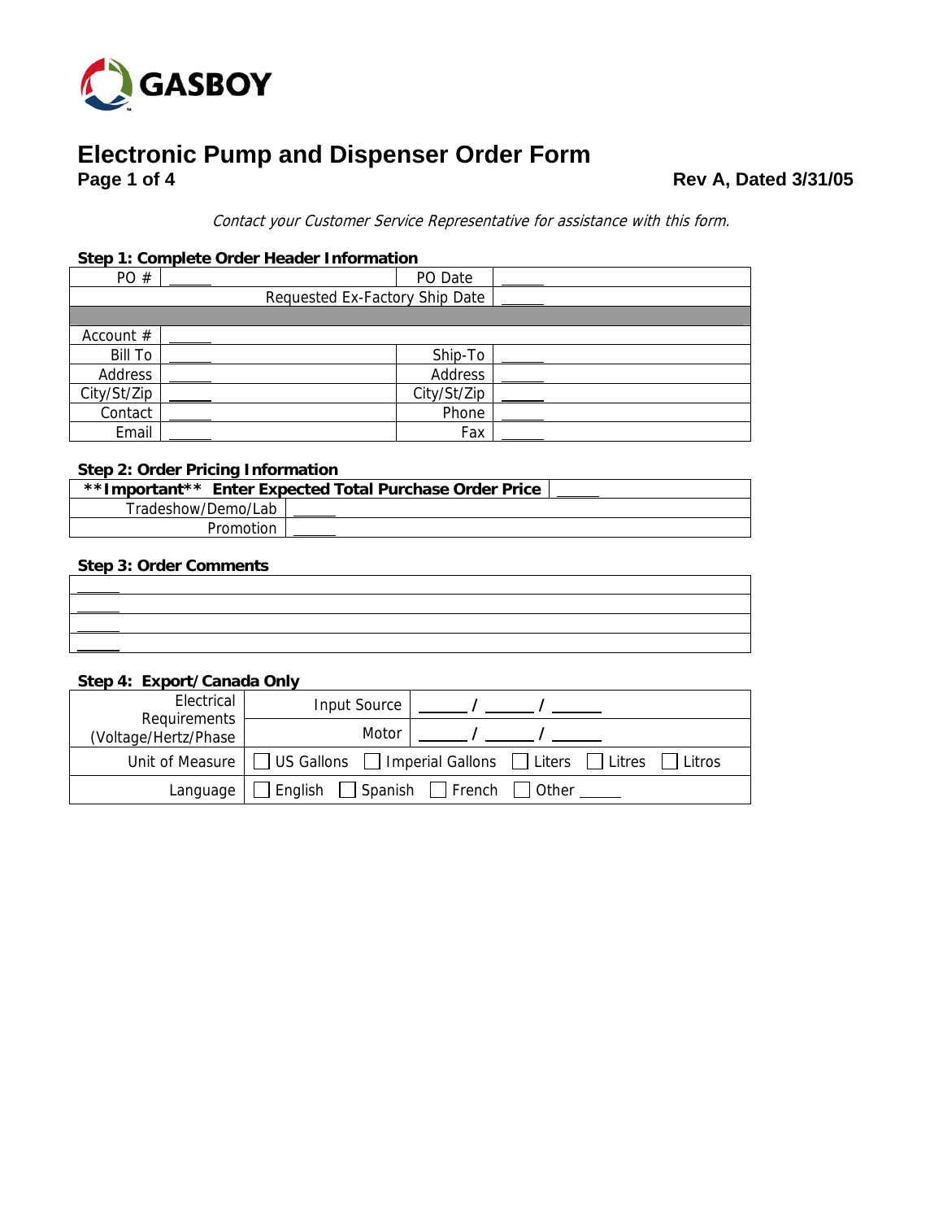GASBOY

# Electronic Pump and Dispenser Order Form

**Page 1 of 4** **Rev A, Dated 3/31/05**

*Contact your Customer Service Representative for assistance with this form.*

### Step 1: Complete Order Header Information

| PO # | ______ | PO Date | ______ |
|---|---|---|---|
| | | Requested Ex-Factory Ship Date | ______ |
| | | | |
| Account # | ______ | | |
| Bill To | ______ | Ship-To | ______ |
| Address | ______ | Address | ______ |
| City/St/Zip | ______ | City/St/Zip | ______ |
| Contact | ______ | Phone | ______ |
| Email | ______ | Fax | ______ |

### Step 2: Order Pricing Information

| **\*\*Important\*\* Enter Expected Total Purchase Order Price** | ______ |
|---|---|
| Tradeshow/Demo/Lab | ______ |
| Promotion | ______ |

### Step 3: Order Comments

| |
|---|
| ______ |
| ______ |
| ______ |
| ______ |

### Step 4: Export/Canada Only

| Electrical Requirements (Voltage/Hertz/Phase) | Input Source | ______ / ______ / ______ |
|---|---|---|
| | Motor | ______ / ______ / ______ |
| Unit of Measure | ☐ US Gallons ☐ Imperial Gallons ☐ Liters ☐ Litres ☐ Litros | |
| Language | ☐ English ☐ Spanish ☐ French ☐ Other ______ | |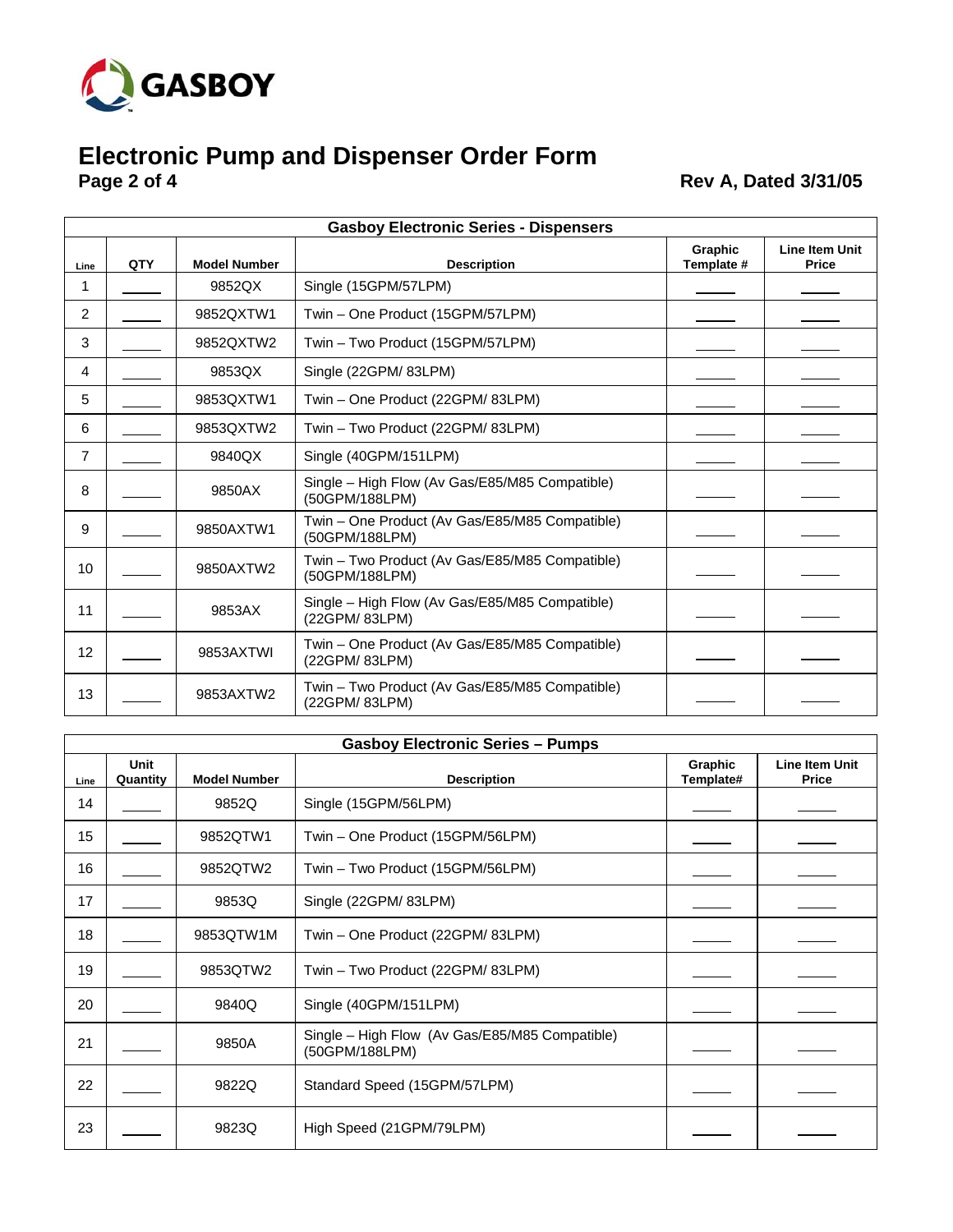GASBOY

# Electronic Pump and Dispenser Order Form

**Page 2 of 4** **Rev A, Dated 3/31/05**

| Gasboy Electronic Series - Dispensers | | | | | |
|---|---|---|---|---|---|
| Line | QTY | Model Number | Description | Graphic Template # | Line Item Unit Price |
| 1 | _____ | 9852QX | Single (15GPM/57LPM) | _____ | _____ |
| 2 | _____ | 9852QXTW1 | Twin – One Product (15GPM/57LPM) | _____ | _____ |
| 3 | _____ | 9852QXTW2 | Twin – Two Product (15GPM/57LPM) | _____ | _____ |
| 4 | _____ | 9853QX | Single (22GPM/ 83LPM) | _____ | _____ |
| 5 | _____ | 9853QXTW1 | Twin – One Product (22GPM/ 83LPM) | _____ | _____ |
| 6 | _____ | 9853QXTW2 | Twin – Two Product (22GPM/ 83LPM) | _____ | _____ |
| 7 | _____ | 9840QX | Single (40GPM/151LPM) | _____ | _____ |
| 8 | _____ | 9850AX | Single – High Flow (Av Gas/E85/M85 Compatible) (50GPM/188LPM) | _____ | _____ |
| 9 | _____ | 9850AXTW1 | Twin – One Product (Av Gas/E85/M85 Compatible) (50GPM/188LPM) | _____ | _____ |
| 10 | _____ | 9850AXTW2 | Twin – Two Product (Av Gas/E85/M85 Compatible) (50GPM/188LPM) | _____ | _____ |
| 11 | _____ | 9853AX | Single – High Flow (Av Gas/E85/M85 Compatible) (22GPM/ 83LPM) | _____ | _____ |
| 12 | _____ | 9853AXTWI | Twin – One Product (Av Gas/E85/M85 Compatible) (22GPM/ 83LPM) | _____ | _____ |
| 13 | _____ | 9853AXTW2 | Twin – Two Product (Av Gas/E85/M85 Compatible) (22GPM/ 83LPM) | _____ | _____ |

| Gasboy Electronic Series – Pumps | | | | | |
|---|---|---|---|---|---|
| Line | Unit Quantity | Model Number | Description | Graphic Template# | Line Item Unit Price |
| 14 | _____ | 9852Q | Single (15GPM/56LPM) | _____ | _____ |
| 15 | _____ | 9852QTW1 | Twin – One Product (15GPM/56LPM) | _____ | _____ |
| 16 | _____ | 9852QTW2 | Twin – Two Product (15GPM/56LPM) | _____ | _____ |
| 17 | _____ | 9853Q | Single (22GPM/ 83LPM) | _____ | _____ |
| 18 | _____ | 9853QTW1M | Twin – One Product (22GPM/ 83LPM) | _____ | _____ |
| 19 | _____ | 9853QTW2 | Twin – Two Product (22GPM/ 83LPM) | _____ | _____ |
| 20 | _____ | 9840Q | Single (40GPM/151LPM) | _____ | _____ |
| 21 | _____ | 9850A | Single – High Flow (Av Gas/E85/M85 Compatible) (50GPM/188LPM) | _____ | _____ |
| 22 | _____ | 9822Q | Standard Speed (15GPM/57LPM) | _____ | _____ |
| 23 | _____ | 9823Q | High Speed (21GPM/79LPM) | _____ | _____ |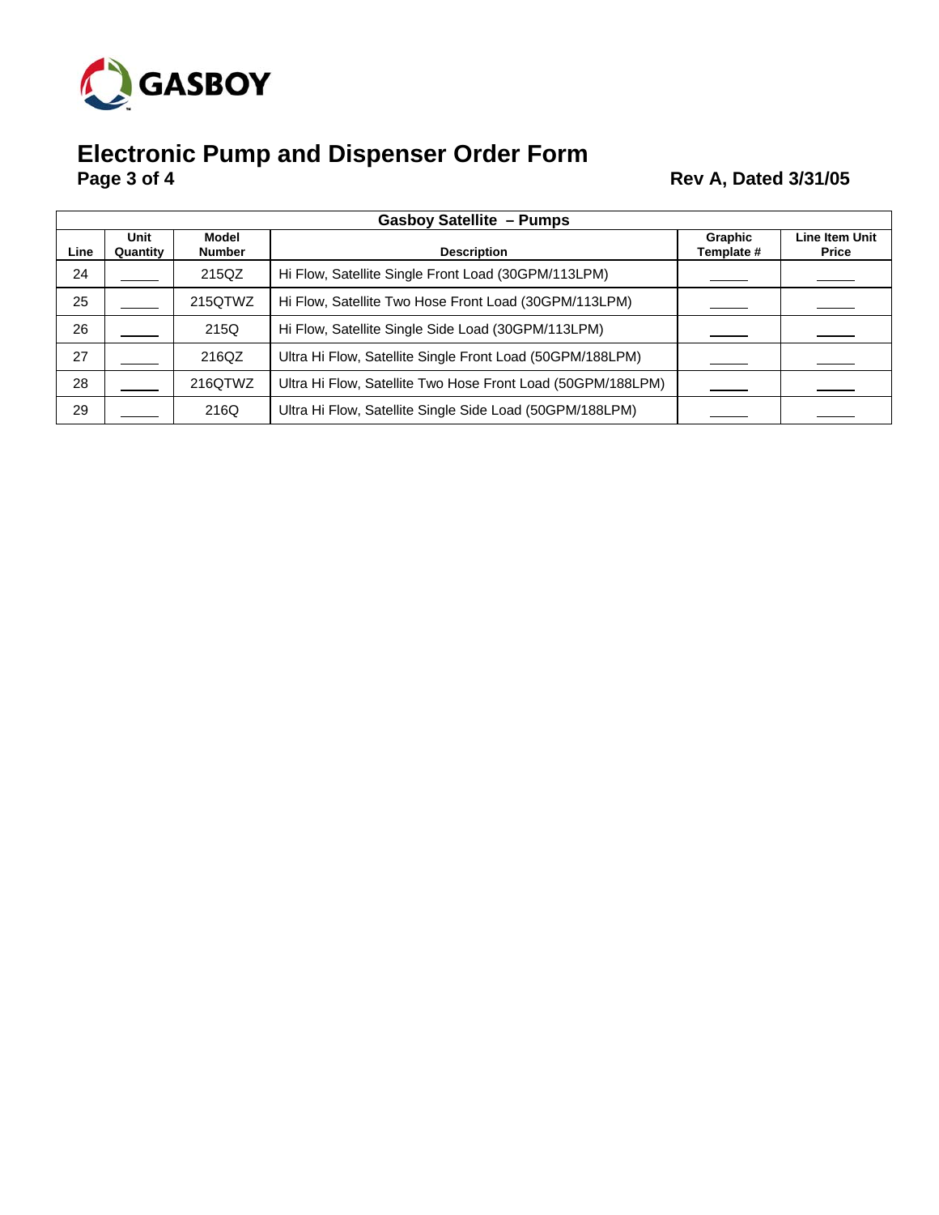# Electronic Pump and Dispenser Order Form

**Page 3 of 4** **Rev A, Dated 3/31/05**

| Gasboy Satellite – Pumps | | | | | |
|---|---|---|---|---|---|
| **Line** | **Unit Quantity** | **Model Number** | **Description** | **Graphic Template #** | **Line Item Unit Price** |
| 24 | _____ | 215QZ | Hi Flow, Satellite Single Front Load (30GPM/113LPM) | _____ | _____ |
| 25 | _____ | 215QTWZ | Hi Flow, Satellite Two Hose Front Load (30GPM/113LPM) | _____ | _____ |
| 26 | _____ | 215Q | Hi Flow, Satellite Single Side Load (30GPM/113LPM) | _____ | _____ |
| 27 | _____ | 216QZ | Ultra Hi Flow, Satellite Single Front Load (50GPM/188LPM) | _____ | _____ |
| 28 | _____ | 216QTWZ | Ultra Hi Flow, Satellite Two Hose Front Load (50GPM/188LPM) | _____ | _____ |
| 29 | _____ | 216Q | Ultra Hi Flow, Satellite Single Side Load (50GPM/188LPM) | _____ | _____ |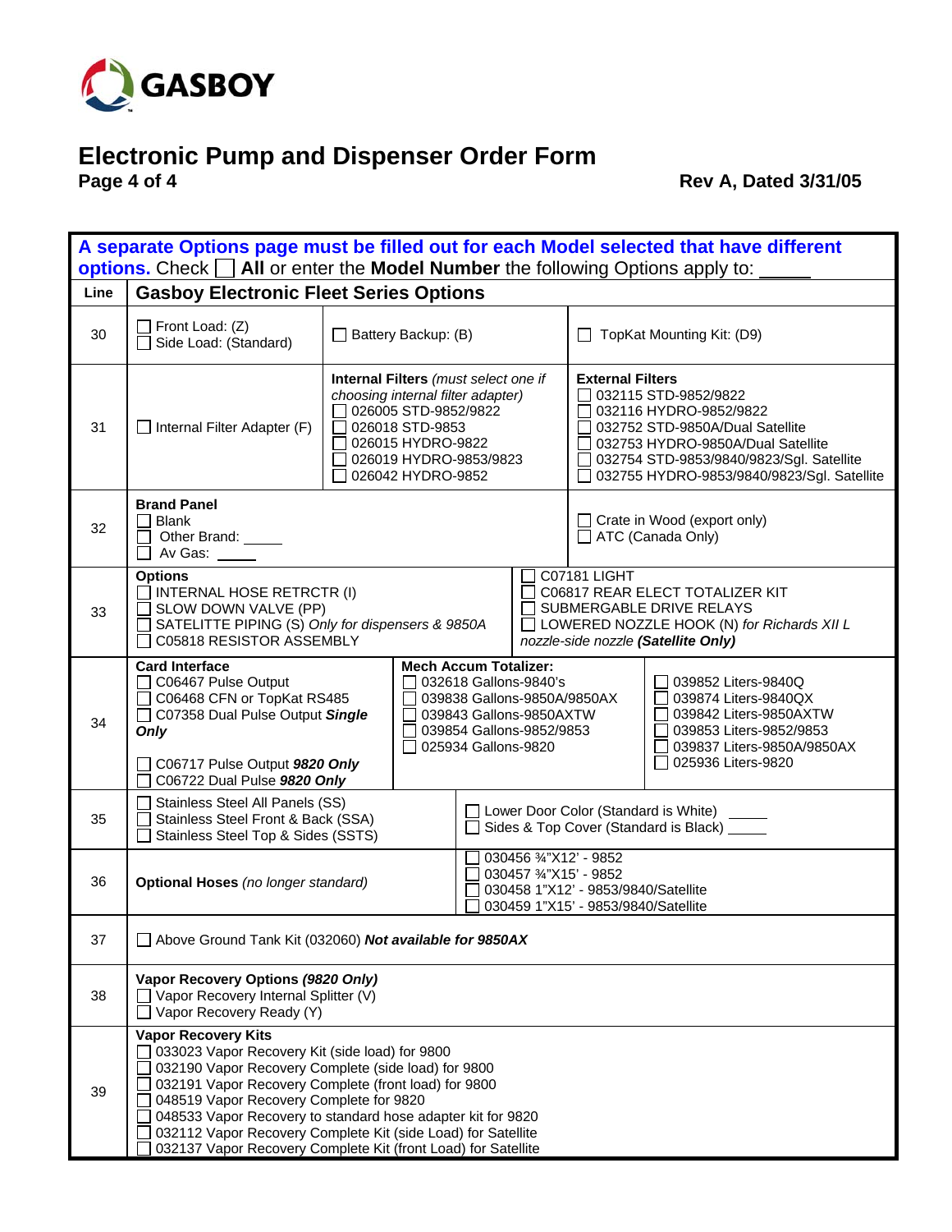GASBOY

# Electronic Pump and Dispenser Order Form

**Page 4 of 4** **Rev A, Dated 3/31/05**

**A separate Options page must be filled out for each Model selected that have different options.** Check ☐ **All** or enter the **Model Number** the following Options apply to: _____

| Line | Gasboy Electronic Fleet Series Options | | |
|---|---|---|---|
| 30 | ☐ Front Load: (Z)<br>☐ Side Load: (Standard) | ☐ Battery Backup: (B) | ☐ TopKat Mounting Kit: (D9) |
| 31 | ☐ Internal Filter Adapter (F) | **Internal Filters** *(must select one if choosing internal filter adapter)*<br>☐ 026005 STD-9852/9822<br>☐ 026018 STD-9853<br>☐ 026015 HYDRO-9822<br>☐ 026019 HYDRO-9853/9823<br>☐ 026042 HYDRO-9852 | **External Filters**<br>☐ 032115 STD-9852/9822<br>☐ 032116 HYDRO-9852/9822<br>☐ 032752 STD-9850A/Dual Satellite<br>☐ 032753 HYDRO-9850A/Dual Satellite<br>☐ 032754 STD-9853/9840/9823/Sgl. Satellite<br>☐ 032755 HYDRO-9853/9840/9823/Sgl. Satellite |
| 32 | **Brand Panel**<br>☐ Blank<br>☐ Other Brand: _____<br>☐ Av Gas: _____ | | ☐ Crate in Wood (export only)<br>☐ ATC (Canada Only) |
| 33 | **Options**<br>☐ INTERNAL HOSE RETRCTR (I)<br>☐ SLOW DOWN VALVE (PP)<br>☐ SATELITTE PIPING (S) *Only for dispensers & 9850A*<br>☐ C05818 RESISTOR ASSEMBLY | | ☐ C07181 LIGHT<br>☐ C06817 REAR ELECT TOTALIZER KIT<br>☐ SUBMERGABLE DRIVE RELAYS<br>☐ LOWERED NOZZLE HOOK (N) *for Richards XII L nozzle-side nozzle* ***(Satellite Only)*** |
| 34 | **Card Interface**<br>☐ C06467 Pulse Output<br>☐ C06468 CFN or TopKat RS485<br>☐ C07358 Dual Pulse Output ***Single Only***<br>☐ C06717 Pulse Output ***9820 Only***<br>☐ C06722 Dual Pulse ***9820 Only*** | **Mech Accum Totalizer:**<br>☐ 032618 Gallons-9840's<br>☐ 039838 Gallons-9850A/9850AX<br>☐ 039843 Gallons-9850AXTW<br>☐ 039854 Gallons-9852/9853<br>☐ 025934 Gallons-9820 | ☐ 039852 Liters-9840Q<br>☐ 039874 Liters-9840QX<br>☐ 039842 Liters-9850AXTW<br>☐ 039853 Liters-9852/9853<br>☐ 039837 Liters-9850A/9850AX<br>☐ 025936 Liters-9820 |
| 35 | ☐ Stainless Steel All Panels (SS)<br>☐ Stainless Steel Front & Back (SSA)<br>☐ Stainless Steel Top & Sides (SSTS) | | ☐ Lower Door Color (Standard is White) _____<br>☐ Sides & Top Cover (Standard is Black) _____ |
| 36 | **Optional Hoses** *(no longer standard)* | | ☐ 030456 ¾"X12' - 9852<br>☐ 030457 ¾"X15' - 9852<br>☐ 030458 1"X12' - 9853/9840/Satellite<br>☐ 030459 1"X15' - 9853/9840/Satellite |
| 37 | ☐ Above Ground Tank Kit (032060) ***Not available for 9850AX*** | | |
| 38 | **Vapor Recovery Options *(9820 Only)***<br>☐ Vapor Recovery Internal Splitter (V)<br>☐ Vapor Recovery Ready (Y) | | |
| 39 | **Vapor Recovery Kits**<br>☐ 033023 Vapor Recovery Kit (side load) for 9800<br>☐ 032190 Vapor Recovery Complete (side load) for 9800<br>☐ 032191 Vapor Recovery Complete (front load) for 9800<br>☐ 048519 Vapor Recovery Complete for 9820<br>☐ 048533 Vapor Recovery to standard hose adapter kit for 9820<br>☐ 032112 Vapor Recovery Complete Kit (side Load) for Satellite<br>☐ 032137 Vapor Recovery Complete Kit (front Load) for Satellite | | |